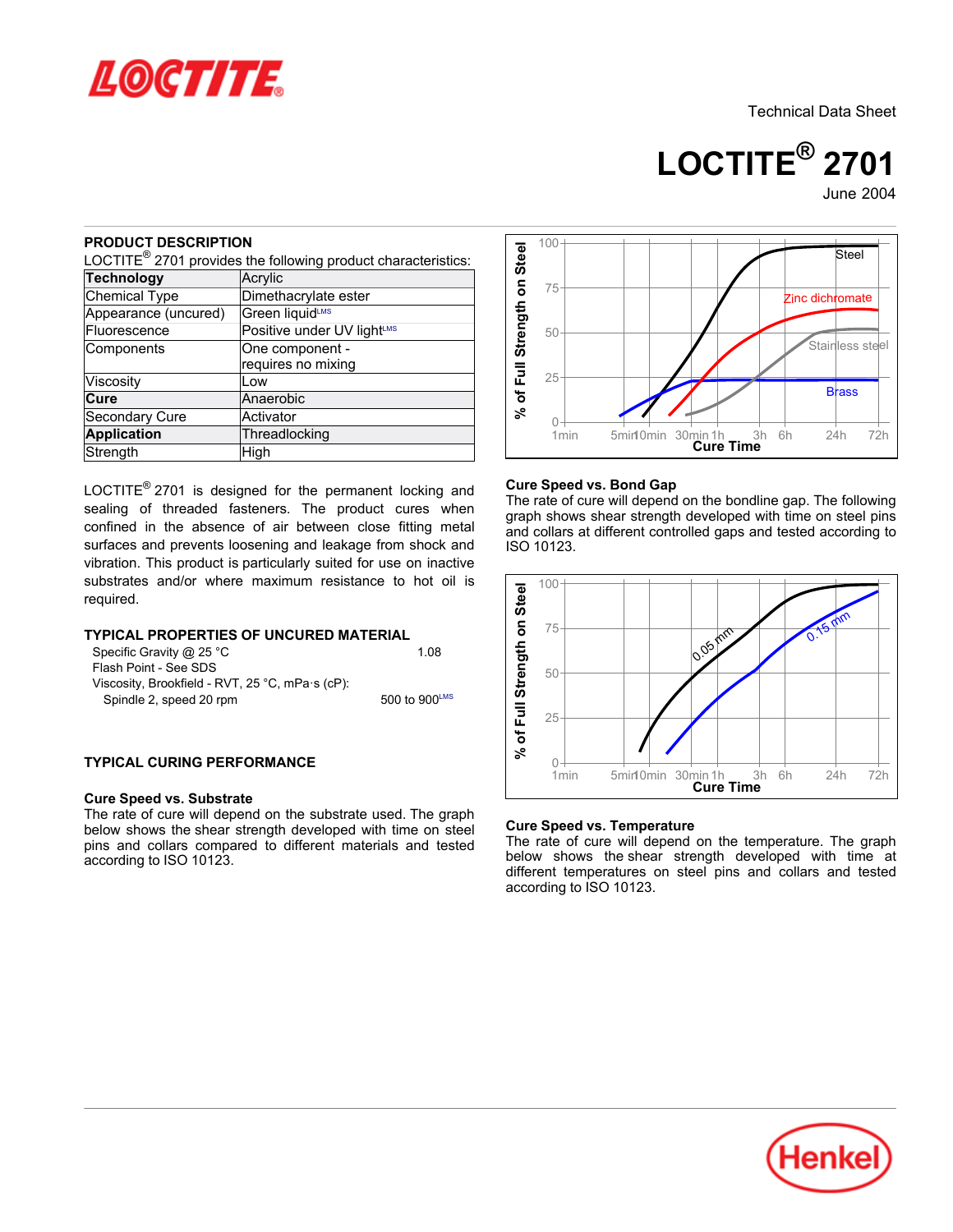Technical Data Sheet

# LOCTITE® 2701

June 2004

## PRODUCT DESCRIPTION

LOCTITE® 2701 provides the following product characteristics:

| **Technology** | Acrylic |
|---|---|
| Chemical Type | Dimethacrylate ester |
| Appearance (uncured) | Green liquid^LMS |
| Fluorescence | Positive under UV light^LMS |
| Components | One component - requires no mixing |
| Viscosity | Low |
| **Cure** | Anaerobic |
| Secondary Cure | Activator |
| **Application** | Threadlocking |
| Strength | High |

LOCTITE® 2701 is designed for the permanent locking and sealing of threaded fasteners. The product cures when confined in the absence of air between close fitting metal surfaces and prevents loosening and leakage from shock and vibration. This product is particularly suited for use on inactive substrates and/or where maximum resistance to hot oil is required.

## TYPICAL PROPERTIES OF UNCURED MATERIAL

Specific Gravity @ 25 °C 1.08

Flash Point - See SDS

Viscosity, Brookfield - RVT, 25 °C, mPa·s (cP):

Spindle 2, speed 20 rpm 500 to 900^LMS

## TYPICAL CURING PERFORMANCE

### Cure Speed vs. Substrate

The rate of cure will depend on the substrate used. The graph below shows the shear strength developed with time on steel pins and collars compared to different materials and tested according to ISO 10123.

### Cure Speed vs. Bond Gap

The rate of cure will depend on the bondline gap. The following graph shows shear strength developed with time on steel pins and collars at different controlled gaps and tested according to ISO 10123.

### Cure Speed vs. Temperature

The rate of cure will depend on the temperature. The graph below shows the shear strength developed with time at different temperatures on steel pins and collars and tested according to ISO 10123.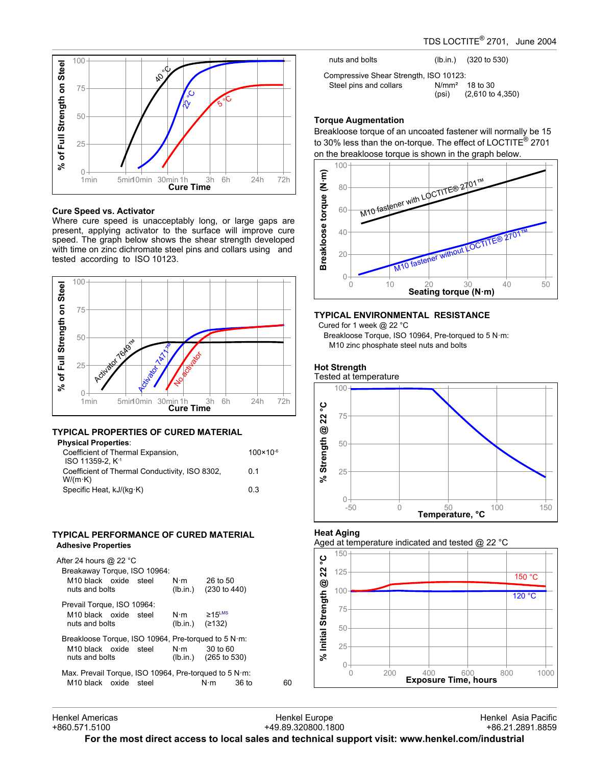### Cure Speed vs. Activator

Where cure speed is unacceptably long, or large gaps are present, applying activator to the surface will improve cure speed. The graph below shows the shear strength developed with time on zinc dichromate steel pins and collars using and tested according to ISO 10123.

## TYPICAL PROPERTIES OF CURED MATERIAL

**Physical Properties**:

| | |
|---|---|
| Coefficient of Thermal Expansion, ISO 11359-2, $K^{-1}$ | $100×10^{-6}$ |
| Coefficient of Thermal Conductivity, ISO 8302, W/(m·K) | 0.1 |
| Specific Heat, kJ/(kg·K) | 0.3 |

## TYPICAL PERFORMANCE OF CURED MATERIAL

**Adhesive Properties**

After 24 hours @ 22 °C

Breakaway Torque, ISO 10964:

| | | |
|---|---|---|
| M10 black oxide steel | N·m | 26 to 50 |
| nuts and bolts | (lb.in.) | (230 to 440) |

Prevail Torque, ISO 10964:

| | | |
|---|---|---|
| M10 black oxide steel | N·m | ≥15[LMS] |
| nuts and bolts | (lb.in.) | (≥132) |

Breakloose Torque, ISO 10964, Pre-torqued to 5 N·m:

| | | |
|---|---|---|
| M10 black oxide steel | N·m | 30 to 60 |
| nuts and bolts | (lb.in.) | (265 to 530) |

Max. Prevail Torque, ISO 10964, Pre-torqued to 5 N·m:

| | | |
|---|---|---|
| M10 black oxide steel | N·m | 36 to 60 |
| nuts and bolts | (lb.in.) | (320 to 530) |

Compressive Shear Strength, ISO 10123:

| | | |
|---|---|---|
| Steel pins and collars | N/mm² | 18 to 30 |
| | (psi) | (2,610 to 4,350) |

### Torque Augmentation

Breakloose torque of an uncoated fastener will normally be 15 to 30% less than the on-torque. The effect of LOCTITE® 2701 on the breakloose torque is shown in the graph below.

## TYPICAL ENVIRONMENTAL RESISTANCE

Cured for 1 week @ 22 °C

Breakloose Torque, ISO 10964, Pre-torqued to 5 N·m:

M10 zinc phosphate steel nuts and bolts

### Hot Strength

Tested at temperature

### Heat Aging

Aged at temperature indicated and tested @ 22 °C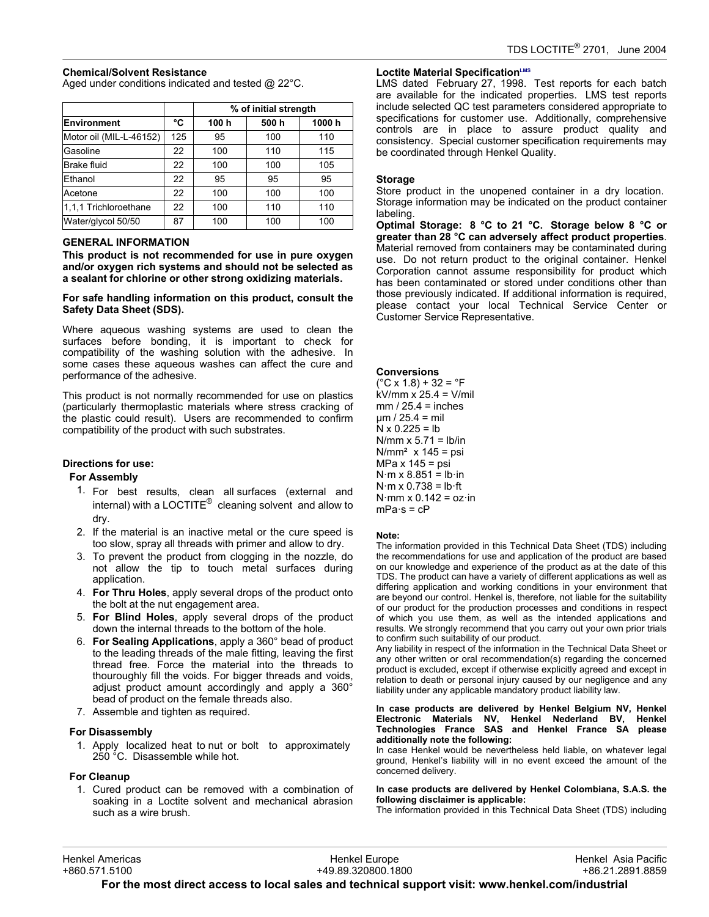### Chemical/Solvent Resistance

Aged under conditions indicated and tested @ 22°C.

| | | % of initial strength | | |
|---|---|---|---|---|
| **Environment** | **°C** | **100 h** | **500 h** | **1000 h** |
| Motor oil (MIL-L-46152) | 125 | 95 | 100 | 110 |
| Gasoline | 22 | 100 | 110 | 115 |
| Brake fluid | 22 | 100 | 100 | 105 |
| Ethanol | 22 | 95 | 95 | 95 |
| Acetone | 22 | 100 | 100 | 100 |
| 1,1,1 Trichloroethane | 22 | 100 | 110 | 110 |
| Water/glycol 50/50 | 87 | 100 | 100 | 100 |

### GENERAL INFORMATION

**This product is not recommended for use in pure oxygen and/or oxygen rich systems and should not be selected as a sealant for chlorine or other strong oxidizing materials.**

**For safe handling information on this product, consult the Safety Data Sheet (SDS).**

Where aqueous washing systems are used to clean the surfaces before bonding, it is important to check for compatibility of the washing solution with the adhesive. In some cases these aqueous washes can affect the cure and performance of the adhesive.

This product is not normally recommended for use on plastics (particularly thermoplastic materials where stress cracking of the plastic could result). Users are recommended to confirm compatibility of the product with such substrates.

### Directions for use:

#### For Assembly

1. For best results, clean all surfaces (external and internal) with a LOCTITE® cleaning solvent and allow to dry.
2. If the material is an inactive metal or the cure speed is too slow, spray all threads with primer and allow to dry.
3. To prevent the product from clogging in the nozzle, do not allow the tip to touch metal surfaces during application.
4. **For Thru Holes**, apply several drops of the product onto the bolt at the nut engagement area.
5. **For Blind Holes**, apply several drops of the product down the internal threads to the bottom of the hole.
6. **For Sealing Applications**, apply a 360° bead of product to the leading threads of the male fitting, leaving the first thread free. Force the material into the threads to thouroughly fill the voids. For bigger threads and voids, adjust product amount accordingly and apply a 360° bead of product on the female threads also.
7. Assemble and tighten as required.

#### For Disassembly

1. Apply localized heat to nut or bolt to approximately 250 °C. Disassemble while hot.

#### For Cleanup

1. Cured product can be removed with a combination of soaking in a Loctite solvent and mechanical abrasion such as a wire brush.

### Loctite Material Specification[LMS]

LMS dated February 27, 1998. Test reports for each batch are available for the indicated properties. LMS test reports include selected QC test parameters considered appropriate to specifications for customer use. Additionally, comprehensive controls are in place to assure product quality and consistency. Special customer specification requirements may be coordinated through Henkel Quality.

### Storage

Store product in the unopened container in a dry location. Storage information may be indicated on the product container labeling.

**Optimal Storage: 8 °C to 21 °C. Storage below 8 °C or greater than 28 °C can adversely affect product properties**. Material removed from containers may be contaminated during use. Do not return product to the original container. Henkel Corporation cannot assume responsibility for product which has been contaminated or stored under conditions other than those previously indicated. If additional information is required, please contact your local Technical Service Center or Customer Service Representative.

### Conversions

(°C x 1.8) + 32 = °F
kV/mm x 25.4 = V/mil
mm / 25.4 = inches
µm / 25.4 = mil
N x 0.225 = lb
N/mm x 5.71 = lb/in
N/mm² x 145 = psi
MPa x 145 = psi
N·m x 8.851 = lb·in
N·m x 0.738 = lb·ft
N·mm x 0.142 = oz·in
mPa·s = cP

#### Note:

The information provided in this Technical Data Sheet (TDS) including the recommendations for use and application of the product are based on our knowledge and experience of the product as at the date of this TDS. The product can have a variety of different applications as well as differing application and working conditions in your environment that are beyond our control. Henkel is, therefore, not liable for the suitability of our product for the production processes and conditions in respect of which you use them, as well as the intended applications and results. We strongly recommend that you carry out your own prior trials to confirm such suitability of our product.

Any liability in respect of the information in the Technical Data Sheet or any other written or oral recommendation(s) regarding the concerned product is excluded, except if otherwise explicitly agreed and except in relation to death or personal injury caused by our negligence and any liability under any applicable mandatory product liability law.

**In case products are delivered by Henkel Belgium NV, Henkel Electronic Materials NV, Henkel Nederland BV, Henkel Technologies France SAS and Henkel France SA please additionally note the following:**

In case Henkel would be nevertheless held liable, on whatever legal ground, Henkel's liability will in no event exceed the amount of the concerned delivery.

**In case products are delivered by Henkel Colombiana, S.A.S. the following disclaimer is applicable:**

The information provided in this Technical Data Sheet (TDS) including

Henkel Americas +860.571.5100 | Henkel Europe +49.89.320800.1800 | Henkel Asia Pacific +86.21.2891.8859

**For the most direct access to local sales and technical support visit: www.henkel.com/industrial**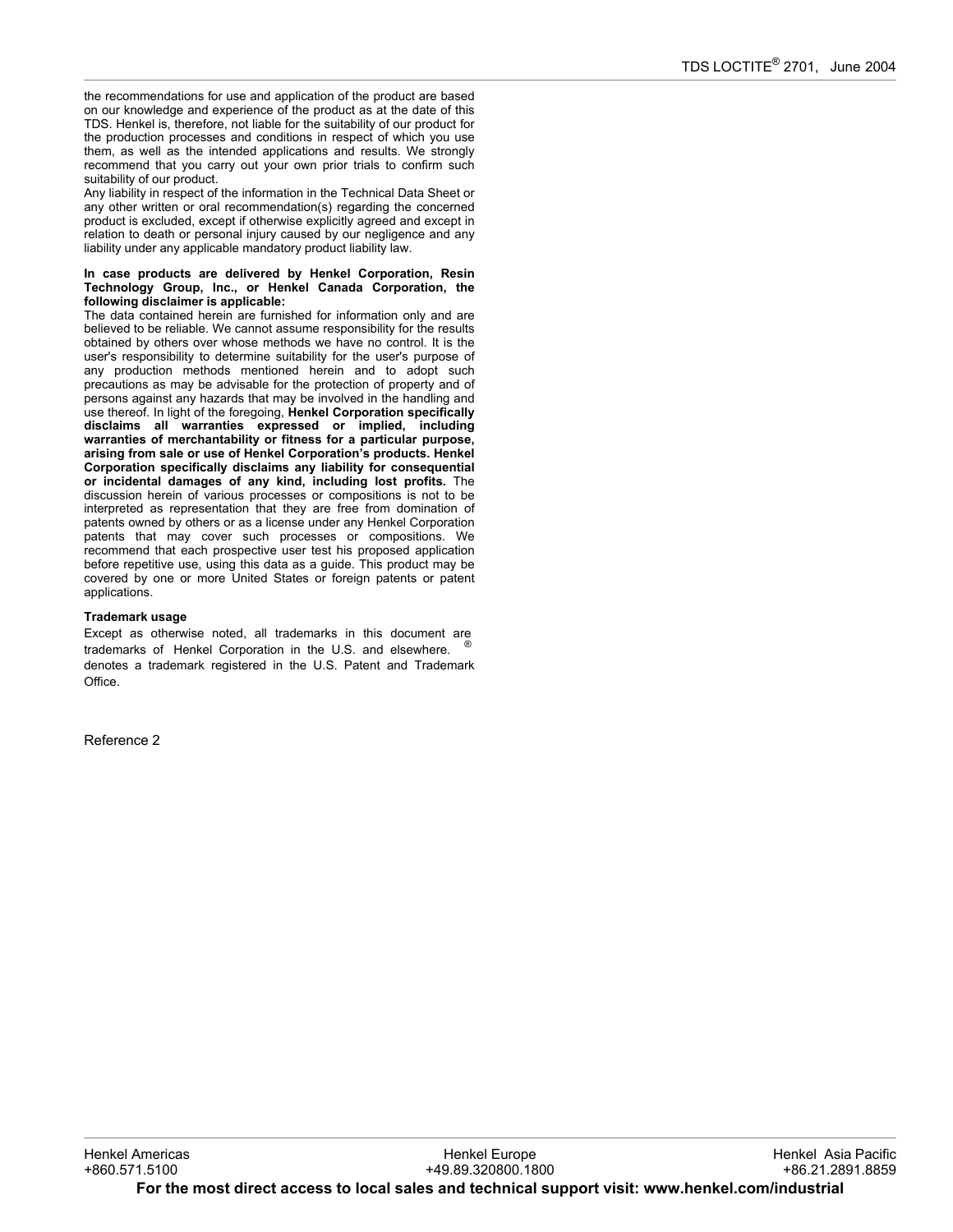the recommendations for use and application of the product are based on our knowledge and experience of the product as at the date of this TDS. Henkel is, therefore, not liable for the suitability of our product for the production processes and conditions in respect of which you use them, as well as the intended applications and results. We strongly recommend that you carry out your own prior trials to confirm such suitability of our product.

Any liability in respect of the information in the Technical Data Sheet or any other written or oral recommendation(s) regarding the concerned product is excluded, except if otherwise explicitly agreed and except in relation to death or personal injury caused by our negligence and any liability under any applicable mandatory product liability law.

**In case products are delivered by Henkel Corporation, Resin Technology Group, Inc., or Henkel Canada Corporation, the following disclaimer is applicable:**

The data contained herein are furnished for information only and are believed to be reliable. We cannot assume responsibility for the results obtained by others over whose methods we have no control. It is the user's responsibility to determine suitability for the user's purpose of any production methods mentioned herein and to adopt such precautions as may be advisable for the protection of property and of persons against any hazards that may be involved in the handling and use thereof. In light of the foregoing, **Henkel Corporation specifically disclaims all warranties expressed or implied, including warranties of merchantability or fitness for a particular purpose, arising from sale or use of Henkel Corporation's products. Henkel Corporation specifically disclaims any liability for consequential or incidental damages of any kind, including lost profits.** The discussion herein of various processes or compositions is not to be interpreted as representation that they are free from domination of patents owned by others or as a license under any Henkel Corporation patents that may cover such processes or compositions. We recommend that each prospective user test his proposed application before repetitive use, using this data as a guide. This product may be covered by one or more United States or foreign patents or patent applications.

**Trademark usage**

Except as otherwise noted, all trademarks in this document are trademarks of Henkel Corporation in the U.S. and elsewhere. ® denotes a trademark registered in the U.S. Patent and Trademark Office.

Reference 2

Henkel Americas
+860.571.5100

Henkel Europe
+49.89.320800.1800

Henkel Asia Pacific
+86.21.2891.8859

**For the most direct access to local sales and technical support visit: www.henkel.com/industrial**